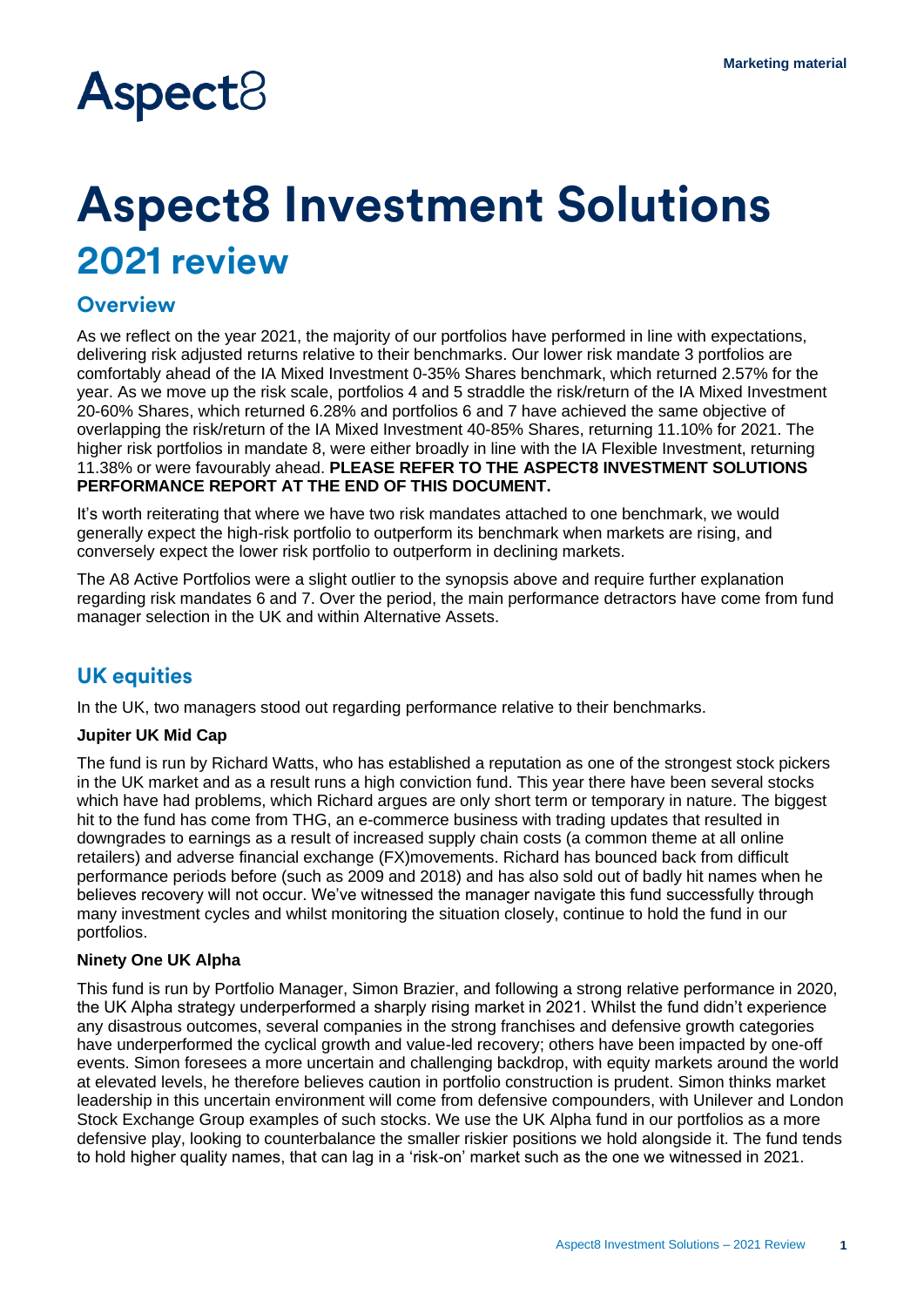Marketing material

Aspect8

# Aspect8 Investment Solutions

## 2021 review

### Overview

As we reflect on the year 2021, the majority of our portfolios have performed in line with expectations, delivering risk adjusted returns relative to their benchmarks. Our lower risk mandate 3 portfolios are comfortably ahead of the IA Mixed Investment 0-35% Shares benchmark, which returned 2.57% for the year. As we move up the risk scale, portfolios 4 and 5 straddle the risk/return of the IA Mixed Investment 20-60% Shares, which returned 6.28% and portfolios 6 and 7 have achieved the same objective of overlapping the risk/return of the IA Mixed Investment 40-85% Shares, returning 11.10% for 2021. The higher risk portfolios in mandate 8, were either broadly in line with the IA Flexible Investment, returning 11.38% or were favourably ahead. **PLEASE REFER TO THE ASPECT8 INVESTMENT SOLUTIONS PERFORMANCE REPORT AT THE END OF THIS DOCUMENT.**

It's worth reiterating that where we have two risk mandates attached to one benchmark, we would generally expect the high-risk portfolio to outperform its benchmark when markets are rising, and conversely expect the lower risk portfolio to outperform in declining markets.

The A8 Active Portfolios were a slight outlier to the synopsis above and require further explanation regarding risk mandates 6 and 7. Over the period, the main performance detractors have come from fund manager selection in the UK and within Alternative Assets.

### UK equities

In the UK, two managers stood out regarding performance relative to their benchmarks.

**Jupiter UK Mid Cap**

The fund is run by Richard Watts, who has established a reputation as one of the strongest stock pickers in the UK market and as a result runs a high conviction fund. This year there have been several stocks which have had problems, which Richard argues are only short term or temporary in nature. The biggest hit to the fund has come from THG, an e-commerce business with trading updates that resulted in downgrades to earnings as a result of increased supply chain costs (a common theme at all online retailers) and adverse financial exchange (FX)movements. Richard has bounced back from difficult performance periods before (such as 2009 and 2018) and has also sold out of badly hit names when he believes recovery will not occur. We've witnessed the manager navigate this fund successfully through many investment cycles and whilst monitoring the situation closely, continue to hold the fund in our portfolios.

**Ninety One UK Alpha**

This fund is run by Portfolio Manager, Simon Brazier, and following a strong relative performance in 2020, the UK Alpha strategy underperformed a sharply rising market in 2021. Whilst the fund didn't experience any disastrous outcomes, several companies in the strong franchises and defensive growth categories have underperformed the cyclical growth and value-led recovery; others have been impacted by one-off events. Simon foresees a more uncertain and challenging backdrop, with equity markets around the world at elevated levels, he therefore believes caution in portfolio construction is prudent. Simon thinks market leadership in this uncertain environment will come from defensive compounders, with Unilever and London Stock Exchange Group examples of such stocks. We use the UK Alpha fund in our portfolios as a more defensive play, looking to counterbalance the smaller riskier positions we hold alongside it. The fund tends to hold higher quality names, that can lag in a 'risk-on' market such as the one we witnessed in 2021.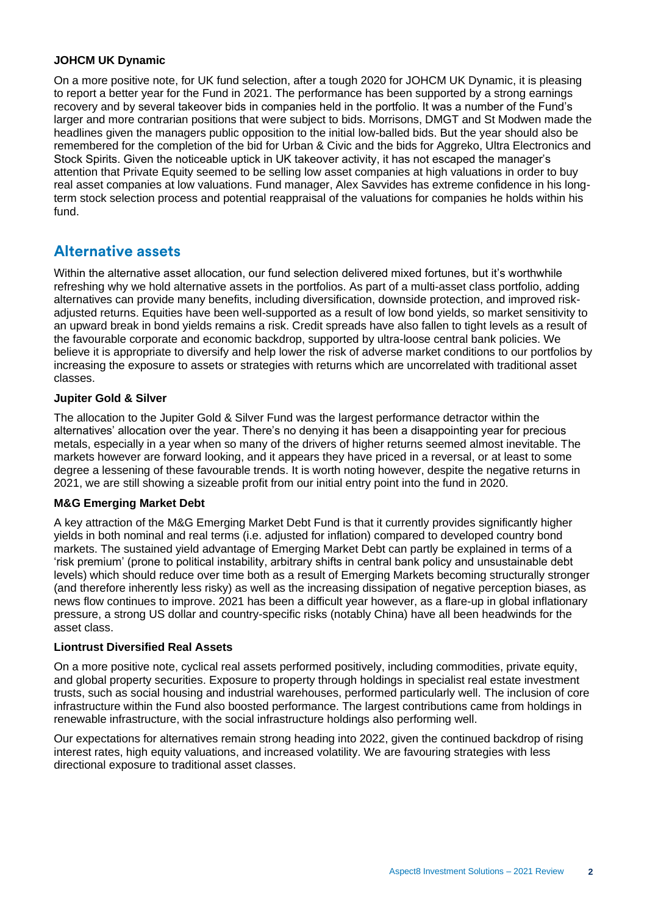**JOHCM UK Dynamic**

On a more positive note, for UK fund selection, after a tough 2020 for JOHCM UK Dynamic, it is pleasing to report a better year for the Fund in 2021. The performance has been supported by a strong earnings recovery and by several takeover bids in companies held in the portfolio. It was a number of the Fund's larger and more contrarian positions that were subject to bids. Morrisons, DMGT and St Modwen made the headlines given the managers public opposition to the initial low-balled bids. But the year should also be remembered for the completion of the bid for Urban & Civic and the bids for Aggreko, Ultra Electronics and Stock Spirits. Given the noticeable uptick in UK takeover activity, it has not escaped the manager's attention that Private Equity seemed to be selling low asset companies at high valuations in order to buy real asset companies at low valuations. Fund manager, Alex Savvides has extreme confidence in his long-term stock selection process and potential reappraisal of the valuations for companies he holds within his fund.

## Alternative assets

Within the alternative asset allocation, our fund selection delivered mixed fortunes, but it's worthwhile refreshing why we hold alternative assets in the portfolios. As part of a multi-asset class portfolio, adding alternatives can provide many benefits, including diversification, downside protection, and improved risk-adjusted returns. Equities have been well-supported as a result of low bond yields, so market sensitivity to an upward break in bond yields remains a risk. Credit spreads have also fallen to tight levels as a result of the favourable corporate and economic backdrop, supported by ultra-loose central bank policies. We believe it is appropriate to diversify and help lower the risk of adverse market conditions to our portfolios by increasing the exposure to assets or strategies with returns which are uncorrelated with traditional asset classes.

**Jupiter Gold & Silver**

The allocation to the Jupiter Gold & Silver Fund was the largest performance detractor within the alternatives' allocation over the year. There's no denying it has been a disappointing year for precious metals, especially in a year when so many of the drivers of higher returns seemed almost inevitable. The markets however are forward looking, and it appears they have priced in a reversal, or at least to some degree a lessening of these favourable trends. It is worth noting however, despite the negative returns in 2021, we are still showing a sizeable profit from our initial entry point into the fund in 2020.

**M&G Emerging Market Debt**

A key attraction of the M&G Emerging Market Debt Fund is that it currently provides significantly higher yields in both nominal and real terms (i.e. adjusted for inflation) compared to developed country bond markets. The sustained yield advantage of Emerging Market Debt can partly be explained in terms of a 'risk premium' (prone to political instability, arbitrary shifts in central bank policy and unsustainable debt levels) which should reduce over time both as a result of Emerging Markets becoming structurally stronger (and therefore inherently less risky) as well as the increasing dissipation of negative perception biases, as news flow continues to improve. 2021 has been a difficult year however, as a flare-up in global inflationary pressure, a strong US dollar and country-specific risks (notably China) have all been headwinds for the asset class.

**Liontrust Diversified Real Assets**

On a more positive note, cyclical real assets performed positively, including commodities, private equity, and global property securities. Exposure to property through holdings in specialist real estate investment trusts, such as social housing and industrial warehouses, performed particularly well. The inclusion of core infrastructure within the Fund also boosted performance. The largest contributions came from holdings in renewable infrastructure, with the social infrastructure holdings also performing well.

Our expectations for alternatives remain strong heading into 2022, given the continued backdrop of rising interest rates, high equity valuations, and increased volatility. We are favouring strategies with less directional exposure to traditional asset classes.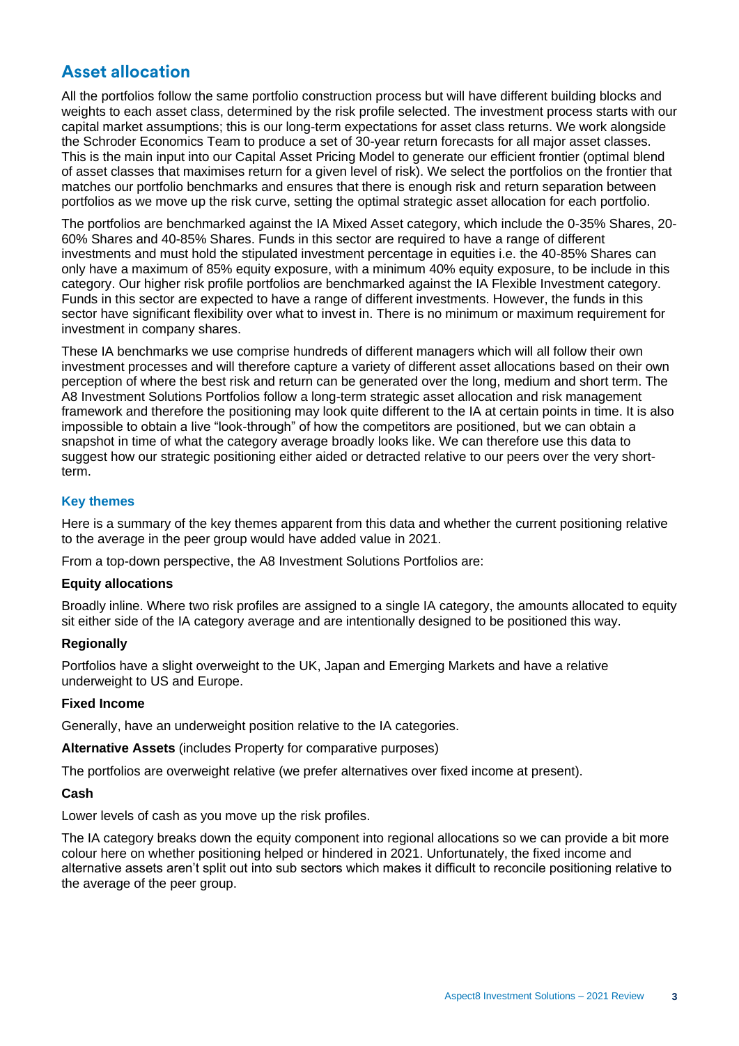## Asset allocation

All the portfolios follow the same portfolio construction process but will have different building blocks and weights to each asset class, determined by the risk profile selected. The investment process starts with our capital market assumptions; this is our long-term expectations for asset class returns. We work alongside the Schroder Economics Team to produce a set of 30-year return forecasts for all major asset classes. This is the main input into our Capital Asset Pricing Model to generate our efficient frontier (optimal blend of asset classes that maximises return for a given level of risk). We select the portfolios on the frontier that matches our portfolio benchmarks and ensures that there is enough risk and return separation between portfolios as we move up the risk curve, setting the optimal strategic asset allocation for each portfolio.

The portfolios are benchmarked against the IA Mixed Asset category, which include the 0-35% Shares, 20-60% Shares and 40-85% Shares. Funds in this sector are required to have a range of different investments and must hold the stipulated investment percentage in equities i.e. the 40-85% Shares can only have a maximum of 85% equity exposure, with a minimum 40% equity exposure, to be include in this category. Our higher risk profile portfolios are benchmarked against the IA Flexible Investment category. Funds in this sector are expected to have a range of different investments. However, the funds in this sector have significant flexibility over what to invest in. There is no minimum or maximum requirement for investment in company shares.

These IA benchmarks we use comprise hundreds of different managers which will all follow their own investment processes and will therefore capture a variety of different asset allocations based on their own perception of where the best risk and return can be generated over the long, medium and short term. The A8 Investment Solutions Portfolios follow a long-term strategic asset allocation and risk management framework and therefore the positioning may look quite different to the IA at certain points in time. It is also impossible to obtain a live "look-through" of how the competitors are positioned, but we can obtain a snapshot in time of what the category average broadly looks like. We can therefore use this data to suggest how our strategic positioning either aided or detracted relative to our peers over the very short-term.

### Key themes

Here is a summary of the key themes apparent from this data and whether the current positioning relative to the average in the peer group would have added value in 2021.

From a top-down perspective, the A8 Investment Solutions Portfolios are:

**Equity allocations**

Broadly inline. Where two risk profiles are assigned to a single IA category, the amounts allocated to equity sit either side of the IA category average and are intentionally designed to be positioned this way.

**Regionally**

Portfolios have a slight overweight to the UK, Japan and Emerging Markets and have a relative underweight to US and Europe.

**Fixed Income**

Generally, have an underweight position relative to the IA categories.

**Alternative Assets** (includes Property for comparative purposes)

The portfolios are overweight relative (we prefer alternatives over fixed income at present).

**Cash**

Lower levels of cash as you move up the risk profiles.

The IA category breaks down the equity component into regional allocations so we can provide a bit more colour here on whether positioning helped or hindered in 2021. Unfortunately, the fixed income and alternative assets aren't split out into sub sectors which makes it difficult to reconcile positioning relative to the average of the peer group.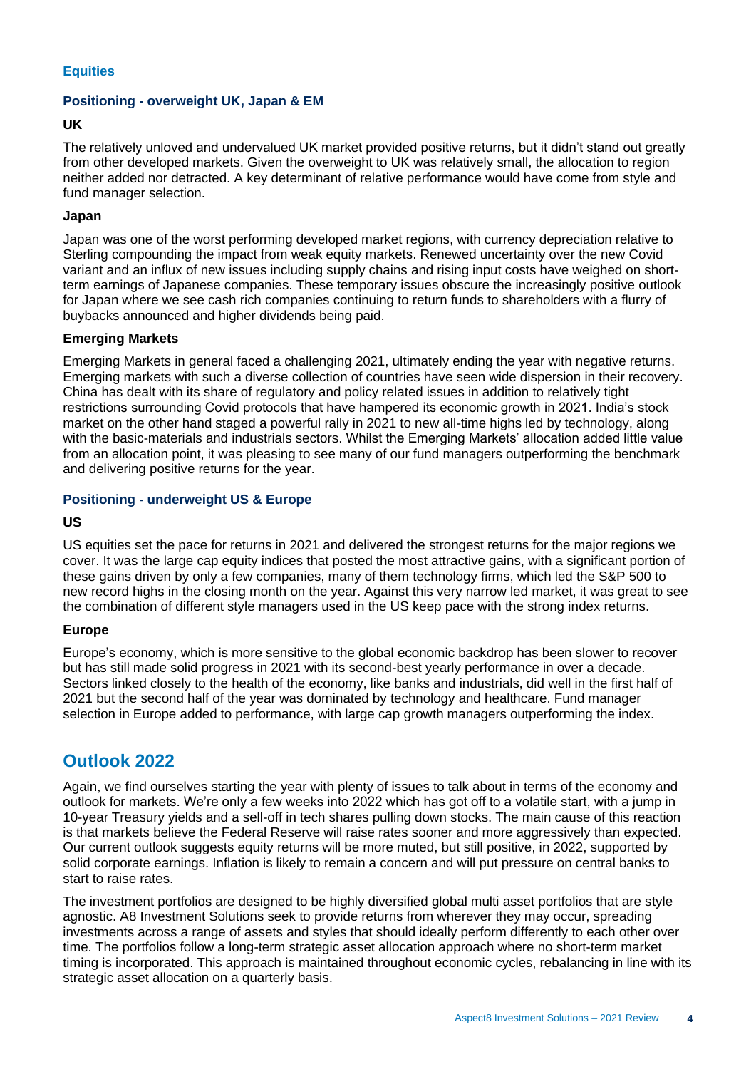### Equities

#### Positioning - overweight UK, Japan & EM

**UK**

The relatively unloved and undervalued UK market provided positive returns, but it didn't stand out greatly from other developed markets. Given the overweight to UK was relatively small, the allocation to region neither added nor detracted. A key determinant of relative performance would have come from style and fund manager selection.

**Japan**

Japan was one of the worst performing developed market regions, with currency depreciation relative to Sterling compounding the impact from weak equity markets. Renewed uncertainty over the new Covid variant and an influx of new issues including supply chains and rising input costs have weighed on short-term earnings of Japanese companies. These temporary issues obscure the increasingly positive outlook for Japan where we see cash rich companies continuing to return funds to shareholders with a flurry of buybacks announced and higher dividends being paid.

**Emerging Markets**

Emerging Markets in general faced a challenging 2021, ultimately ending the year with negative returns. Emerging markets with such a diverse collection of countries have seen wide dispersion in their recovery. China has dealt with its share of regulatory and policy related issues in addition to relatively tight restrictions surrounding Covid protocols that have hampered its economic growth in 2021. India's stock market on the other hand staged a powerful rally in 2021 to new all-time highs led by technology, along with the basic-materials and industrials sectors. Whilst the Emerging Markets' allocation added little value from an allocation point, it was pleasing to see many of our fund managers outperforming the benchmark and delivering positive returns for the year.

#### Positioning - underweight US & Europe

**US**

US equities set the pace for returns in 2021 and delivered the strongest returns for the major regions we cover. It was the large cap equity indices that posted the most attractive gains, with a significant portion of these gains driven by only a few companies, many of them technology firms, which led the S&P 500 to new record highs in the closing month on the year. Against this very narrow led market, it was great to see the combination of different style managers used in the US keep pace with the strong index returns.

**Europe**

Europe's economy, which is more sensitive to the global economic backdrop has been slower to recover but has still made solid progress in 2021 with its second-best yearly performance in over a decade. Sectors linked closely to the health of the economy, like banks and industrials, did well in the first half of 2021 but the second half of the year was dominated by technology and healthcare. Fund manager selection in Europe added to performance, with large cap growth managers outperforming the index.

## Outlook 2022

Again, we find ourselves starting the year with plenty of issues to talk about in terms of the economy and outlook for markets. We're only a few weeks into 2022 which has got off to a volatile start, with a jump in 10-year Treasury yields and a sell-off in tech shares pulling down stocks. The main cause of this reaction is that markets believe the Federal Reserve will raise rates sooner and more aggressively than expected. Our current outlook suggests equity returns will be more muted, but still positive, in 2022, supported by solid corporate earnings. Inflation is likely to remain a concern and will put pressure on central banks to start to raise rates.

The investment portfolios are designed to be highly diversified global multi asset portfolios that are style agnostic. A8 Investment Solutions seek to provide returns from wherever they may occur, spreading investments across a range of assets and styles that should ideally perform differently to each other over time. The portfolios follow a long-term strategic asset allocation approach where no short-term market timing is incorporated. This approach is maintained throughout economic cycles, rebalancing in line with its strategic asset allocation on a quarterly basis.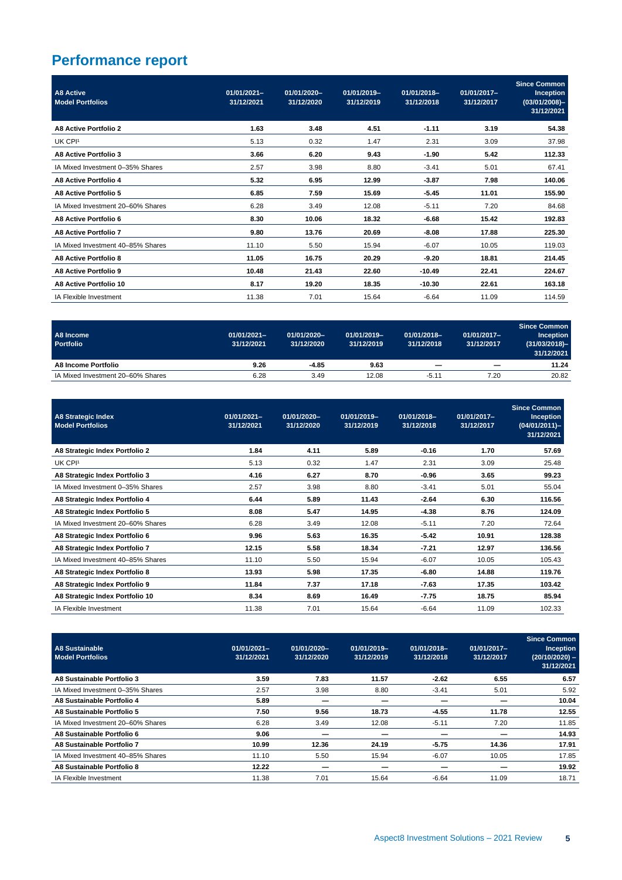# Performance report

| **A8 Active Model Portfolios** | **01/01/2021–31/12/2021** | **01/01/2020–31/12/2020** | **01/01/2019–31/12/2019** | **01/01/2018–31/12/2018** | **01/01/2017–31/12/2017** | **Since Common Inception (03/01/2008)–31/12/2021** |
|---|---|---|---|---|---|---|
| **A8 Active Portfolio 2** | **1.63** | **3.48** | **4.51** | **-1.11** | **3.19** | **54.38** |
| UK CPI[1] | 5.13 | 0.32 | 1.47 | 2.31 | 3.09 | 37.98 |
| **A8 Active Portfolio 3** | **3.66** | **6.20** | **9.43** | **-1.90** | **5.42** | **112.33** |
| IA Mixed Investment 0–35% Shares | 2.57 | 3.98 | 8.80 | -3.41 | 5.01 | 67.41 |
| **A8 Active Portfolio 4** | **5.32** | **6.95** | **12.99** | **-3.87** | **7.98** | **140.06** |
| **A8 Active Portfolio 5** | **6.85** | **7.59** | **15.69** | **-5.45** | **11.01** | **155.90** |
| IA Mixed Investment 20–60% Shares | 6.28 | 3.49 | 12.08 | -5.11 | 7.20 | 84.68 |
| **A8 Active Portfolio 6** | **8.30** | **10.06** | **18.32** | **-6.68** | **15.42** | **192.83** |
| **A8 Active Portfolio 7** | **9.80** | **13.76** | **20.69** | **-8.08** | **17.88** | **225.30** |
| IA Mixed Investment 40–85% Shares | 11.10 | 5.50 | 15.94 | -6.07 | 10.05 | 119.03 |
| **A8 Active Portfolio 8** | **11.05** | **16.75** | **20.29** | **-9.20** | **18.81** | **214.45** |
| **A8 Active Portfolio 9** | **10.48** | **21.43** | **22.60** | **-10.49** | **22.41** | **224.67** |
| **A8 Active Portfolio 10** | **8.17** | **19.20** | **18.35** | **-10.30** | **22.61** | **163.18** |
| IA Flexible Investment | 11.38 | 7.01 | 15.64 | -6.64 | 11.09 | 114.59 |

| **A8 Income Portfolio** | **01/01/2021–31/12/2021** | **01/01/2020–31/12/2020** | **01/01/2019–31/12/2019** | **01/01/2018–31/12/2018** | **01/01/2017–31/12/2017** | **Since Common Inception (31/03/2018)–31/12/2021** |
|---|---|---|---|---|---|---|
| **A8 Income Portfolio** | **9.26** | **-4.85** | **9.63** | **—** | **—** | **11.24** |
| IA Mixed Investment 20–60% Shares | 6.28 | 3.49 | 12.08 | -5.11 | 7.20 | 20.82 |

| **A8 Strategic Index Model Portfolios** | **01/01/2021–31/12/2021** | **01/01/2020–31/12/2020** | **01/01/2019–31/12/2019** | **01/01/2018–31/12/2018** | **01/01/2017–31/12/2017** | **Since Common Inception (04/01/2011)–31/12/2021** |
|---|---|---|---|---|---|---|
| **A8 Strategic Index Portfolio 2** | **1.84** | **4.11** | **5.89** | **-0.16** | **1.70** | **57.69** |
| UK CPI[1] | 5.13 | 0.32 | 1.47 | 2.31 | 3.09 | 25.48 |
| **A8 Strategic Index Portfolio 3** | **4.16** | **6.27** | **8.70** | **-0.96** | **3.65** | **99.23** |
| IA Mixed Investment 0–35% Shares | 2.57 | 3.98 | 8.80 | -3.41 | 5.01 | 55.04 |
| **A8 Strategic Index Portfolio 4** | **6.44** | **5.89** | **11.43** | **-2.64** | **6.30** | **116.56** |
| **A8 Strategic Index Portfolio 5** | **8.08** | **5.47** | **14.95** | **-4.38** | **8.76** | **124.09** |
| IA Mixed Investment 20–60% Shares | 6.28 | 3.49 | 12.08 | -5.11 | 7.20 | 72.64 |
| **A8 Strategic Index Portfolio 6** | **9.96** | **5.63** | **16.35** | **-5.42** | **10.91** | **128.38** |
| **A8 Strategic Index Portfolio 7** | **12.15** | **5.58** | **18.34** | **-7.21** | **12.97** | **136.56** |
| IA Mixed Investment 40–85% Shares | 11.10 | 5.50 | 15.94 | -6.07 | 10.05 | 105.43 |
| **A8 Strategic Index Portfolio 8** | **13.93** | **5.98** | **17.35** | **-6.80** | **14.88** | **119.76** |
| **A8 Strategic Index Portfolio 9** | **11.84** | **7.37** | **17.18** | **-7.63** | **17.35** | **103.42** |
| **A8 Strategic Index Portfolio 10** | **8.34** | **8.69** | **16.49** | **-7.75** | **18.75** | **85.94** |
| IA Flexible Investment | 11.38 | 7.01 | 15.64 | -6.64 | 11.09 | 102.33 |

| **A8 Sustainable Model Portfolios** | **01/01/2021–31/12/2021** | **01/01/2020–31/12/2020** | **01/01/2019–31/12/2019** | **01/01/2018–31/12/2018** | **01/01/2017–31/12/2017** | **Since Common Inception (20/10/2020) – 31/12/2021** |
|---|---|---|---|---|---|---|
| **A8 Sustainable Portfolio 3** | **3.59** | **7.83** | **11.57** | **-2.62** | **6.55** | **6.57** |
| IA Mixed Investment 0–35% Shares | 2.57 | 3.98 | 8.80 | -3.41 | 5.01 | 5.92 |
| **A8 Sustainable Portfolio 4** | **5.89** | **—** | **—** | **—** | **—** | **10.04** |
| **A8 Sustainable Portfolio 5** | **7.50** | **9.56** | **18.73** | **-4.55** | **11.78** | **12.55** |
| IA Mixed Investment 20–60% Shares | 6.28 | 3.49 | 12.08 | -5.11 | 7.20 | 11.85 |
| **A8 Sustainable Portfolio 6** | **9.06** | **—** | **—** | **—** | **—** | **14.93** |
| **A8 Sustainable Portfolio 7** | **10.99** | **12.36** | **24.19** | **-5.75** | **14.36** | **17.91** |
| IA Mixed Investment 40–85% Shares | 11.10 | 5.50 | 15.94 | -6.07 | 10.05 | 17.85 |
| **A8 Sustainable Portfolio 8** | **12.22** | **—** | **—** | **—** | **—** | **19.92** |
| IA Flexible Investment | 11.38 | 7.01 | 15.64 | -6.64 | 11.09 | 18.71 |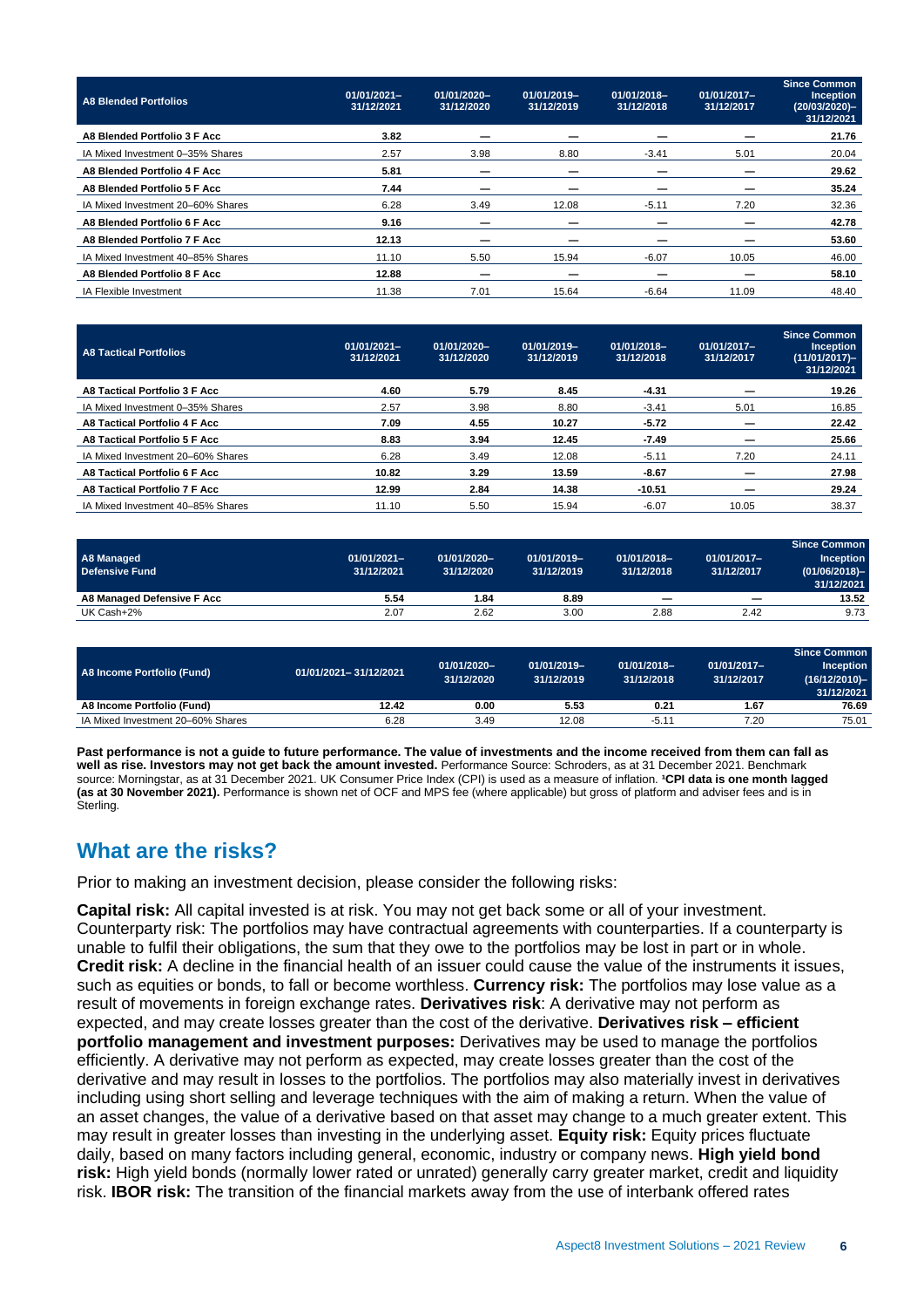| A8 Blended Portfolios | 01/01/2021–31/12/2021 | 01/01/2020–31/12/2020 | 01/01/2019–31/12/2019 | 01/01/2018–31/12/2018 | 01/01/2017–31/12/2017 | Since Common Inception (20/03/2020)–31/12/2021 |
|---|---|---|---|---|---|---|
| **A8 Blended Portfolio 3 F Acc** | **3.82** | — | — | — | — | **21.76** |
| IA Mixed Investment 0–35% Shares | 2.57 | 3.98 | 8.80 | -3.41 | 5.01 | 20.04 |
| **A8 Blended Portfolio 4 F Acc** | **5.81** | — | — | — | — | **29.62** |
| **A8 Blended Portfolio 5 F Acc** | **7.44** | — | — | — | — | **35.24** |
| IA Mixed Investment 20–60% Shares | 6.28 | 3.49 | 12.08 | -5.11 | 7.20 | 32.36 |
| **A8 Blended Portfolio 6 F Acc** | **9.16** | — | — | — | — | **42.78** |
| **A8 Blended Portfolio 7 F Acc** | **12.13** | — | — | — | — | **53.60** |
| IA Mixed Investment 40–85% Shares | 11.10 | 5.50 | 15.94 | -6.07 | 10.05 | 46.00 |
| **A8 Blended Portfolio 8 F Acc** | **12.88** | — | — | — | — | **58.10** |
| IA Flexible Investment | 11.38 | 7.01 | 15.64 | -6.64 | 11.09 | 48.40 |

| A8 Tactical Portfolios | 01/01/2021–31/12/2021 | 01/01/2020–31/12/2020 | 01/01/2019–31/12/2019 | 01/01/2018–31/12/2018 | 01/01/2017–31/12/2017 | Since Common Inception (11/01/2017)–31/12/2021 |
|---|---|---|---|---|---|---|
| **A8 Tactical Portfolio 3 F Acc** | **4.60** | **5.79** | **8.45** | **-4.31** | — | **19.26** |
| IA Mixed Investment 0–35% Shares | 2.57 | 3.98 | 8.80 | -3.41 | 5.01 | 16.85 |
| **A8 Tactical Portfolio 4 F Acc** | **7.09** | **4.55** | **10.27** | **-5.72** | — | **22.42** |
| **A8 Tactical Portfolio 5 F Acc** | **8.83** | **3.94** | **12.45** | **-7.49** | — | **25.66** |
| IA Mixed Investment 20–60% Shares | 6.28 | 3.49 | 12.08 | -5.11 | 7.20 | 24.11 |
| **A8 Tactical Portfolio 6 F Acc** | **10.82** | **3.29** | **13.59** | **-8.67** | — | **27.98** |
| **A8 Tactical Portfolio 7 F Acc** | **12.99** | **2.84** | **14.38** | **-10.51** | — | **29.24** |
| IA Mixed Investment 40–85% Shares | 11.10 | 5.50 | 15.94 | -6.07 | 10.05 | 38.37 |

| A8 Managed Defensive Fund | 01/01/2021–31/12/2021 | 01/01/2020–31/12/2020 | 01/01/2019–31/12/2019 | 01/01/2018–31/12/2018 | 01/01/2017–31/12/2017 | Since Common Inception (01/06/2018)–31/12/2021 |
|---|---|---|---|---|---|---|
| **A8 Managed Defensive F Acc** | **5.54** | **1.84** | **8.89** | — | — | **13.52** |
| UK Cash+2% | 2.07 | 2.62 | 3.00 | 2.88 | 2.42 | 9.73 |

| A8 Income Portfolio (Fund) | 01/01/2021– 31/12/2021 | 01/01/2020–31/12/2020 | 01/01/2019–31/12/2019 | 01/01/2018–31/12/2018 | 01/01/2017–31/12/2017 | Since Common Inception (16/12/2010)–31/12/2021 |
|---|---|---|---|---|---|---|
| **A8 Income Portfolio (Fund)** | **12.42** | **0.00** | **5.53** | **0.21** | **1.67** | **76.69** |
| IA Mixed Investment 20–60% Shares | 6.28 | 3.49 | 12.08 | -5.11 | 7.20 | 75.01 |

**Past performance is not a guide to future performance. The value of investments and the income received from them can fall as well as rise. Investors may not get back the amount invested.** Performance Source: Schroders, as at 31 December 2021. Benchmark source: Morningstar, as at 31 December 2021. UK Consumer Price Index (CPI) is used as a measure of inflation. **[1]CPI data is one month lagged (as at 30 November 2021).** Performance is shown net of OCF and MPS fee (where applicable) but gross of platform and adviser fees and is in Sterling.

## What are the risks?

Prior to making an investment decision, please consider the following risks:

**Capital risk:** All capital invested is at risk. You may not get back some or all of your investment. Counterparty risk: The portfolios may have contractual agreements with counterparties. If a counterparty is unable to fulfil their obligations, the sum that they owe to the portfolios may be lost in part or in whole. **Credit risk:** A decline in the financial health of an issuer could cause the value of the instruments it issues, such as equities or bonds, to fall or become worthless. **Currency risk:** The portfolios may lose value as a result of movements in foreign exchange rates. **Derivatives risk**: A derivative may not perform as expected, and may create losses greater than the cost of the derivative. **Derivatives risk – efficient portfolio management and investment purposes:** Derivatives may be used to manage the portfolios efficiently. A derivative may not perform as expected, may create losses greater than the cost of the derivative and may result in losses to the portfolios. The portfolios may also materially invest in derivatives including using short selling and leverage techniques with the aim of making a return. When the value of an asset changes, the value of a derivative based on that asset may change to a much greater extent. This may result in greater losses than investing in the underlying asset. **Equity risk:** Equity prices fluctuate daily, based on many factors including general, economic, industry or company news. **High yield bond risk:** High yield bonds (normally lower rated or unrated) generally carry greater market, credit and liquidity risk. **IBOR risk:** The transition of the financial markets away from the use of interbank offered rates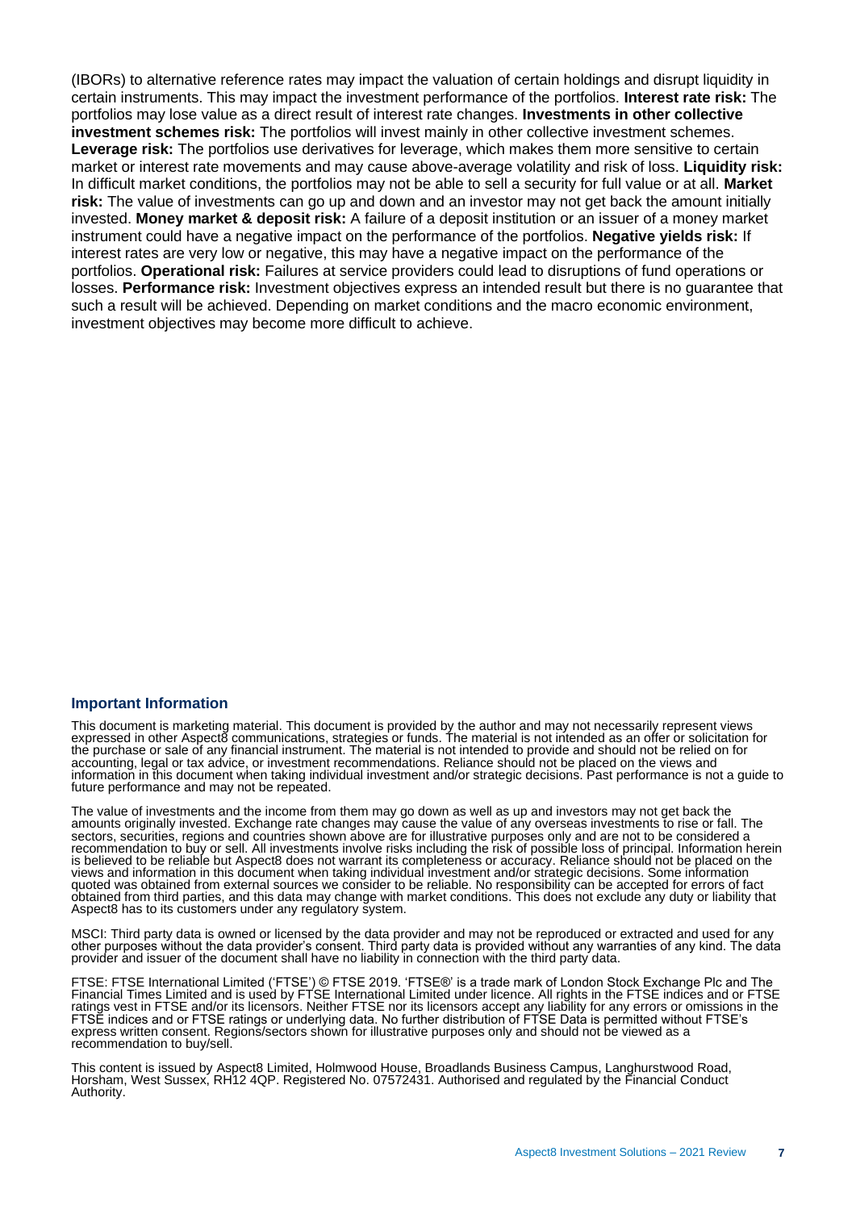(IBORs) to alternative reference rates may impact the valuation of certain holdings and disrupt liquidity in certain instruments. This may impact the investment performance of the portfolios. **Interest rate risk:** The portfolios may lose value as a direct result of interest rate changes. **Investments in other collective investment schemes risk:** The portfolios will invest mainly in other collective investment schemes. **Leverage risk:** The portfolios use derivatives for leverage, which makes them more sensitive to certain market or interest rate movements and may cause above-average volatility and risk of loss. **Liquidity risk:** In difficult market conditions, the portfolios may not be able to sell a security for full value or at all. **Market risk:** The value of investments can go up and down and an investor may not get back the amount initially invested. **Money market & deposit risk:** A failure of a deposit institution or an issuer of a money market instrument could have a negative impact on the performance of the portfolios. **Negative yields risk:** If interest rates are very low or negative, this may have a negative impact on the performance of the portfolios. **Operational risk:** Failures at service providers could lead to disruptions of fund operations or losses. **Performance risk:** Investment objectives express an intended result but there is no guarantee that such a result will be achieved. Depending on market conditions and the macro economic environment, investment objectives may become more difficult to achieve.

### Important Information

This document is marketing material. This document is provided by the author and may not necessarily represent views expressed in other Aspect8 communications, strategies or funds. The material is not intended as an offer or solicitation for the purchase or sale of any financial instrument. The material is not intended to provide and should not be relied on for accounting, legal or tax advice, or investment recommendations. Reliance should not be placed on the views and information in this document when taking individual investment and/or strategic decisions. Past performance is not a guide to future performance and may not be repeated.

The value of investments and the income from them may go down as well as up and investors may not get back the amounts originally invested. Exchange rate changes may cause the value of any overseas investments to rise or fall. The sectors, securities, regions and countries shown above are for illustrative purposes only and are not to be considered a recommendation to buy or sell. All investments involve risks including the risk of possible loss of principal. Information herein is believed to be reliable but Aspect8 does not warrant its completeness or accuracy. Reliance should not be placed on the views and information in this document when taking individual investment and/or strategic decisions. Some information quoted was obtained from external sources we consider to be reliable. No responsibility can be accepted for errors of fact obtained from third parties, and this data may change with market conditions. This does not exclude any duty or liability that Aspect8 has to its customers under any regulatory system.

MSCI: Third party data is owned or licensed by the data provider and may not be reproduced or extracted and used for any other purposes without the data provider's consent. Third party data is provided without any warranties of any kind. The data provider and issuer of the document shall have no liability in connection with the third party data.

FTSE: FTSE International Limited ('FTSE') © FTSE 2019. 'FTSE®' is a trade mark of London Stock Exchange Plc and The Financial Times Limited and is used by FTSE International Limited under licence. All rights in the FTSE indices and or FTSE ratings vest in FTSE and/or its licensors. Neither FTSE nor its licensors accept any liability for any errors or omissions in the FTSE indices and or FTSE ratings or underlying data. No further distribution of FTSE Data is permitted without FTSE's express written consent. Regions/sectors shown for illustrative purposes only and should not be viewed as a recommendation to buy/sell.

This content is issued by Aspect8 Limited, Holmwood House, Broadlands Business Campus, Langhurstwood Road, Horsham, West Sussex, RH12 4QP. Registered No. 07572431. Authorised and regulated by the Financial Conduct Authority.